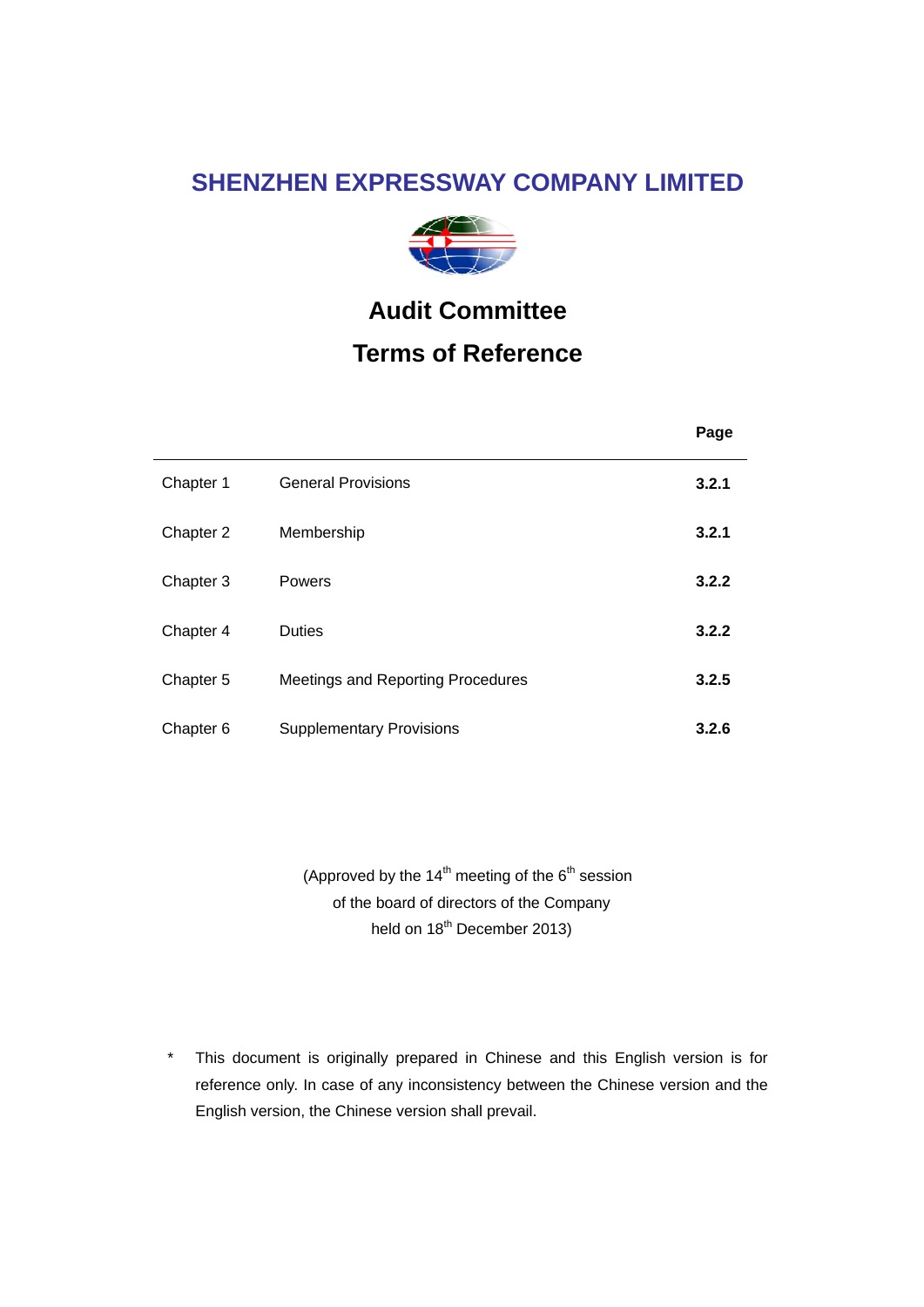# SHENZHEN EXPRESSWAY COMPANY LIMITED

## Audit Committee

## Terms of Reference

| | | Page |
|---|---|---|
| Chapter 1 | General Provisions | **3.2.1** |
| Chapter 2 | Membership | **3.2.1** |
| Chapter 3 | Powers | **3.2.2** |
| Chapter 4 | Duties | **3.2.2** |
| Chapter 5 | Meetings and Reporting Procedures | **3.2.5** |
| Chapter 6 | Supplementary Provisions | **3.2.6** |

(Approved by the 14th meeting of the 6th session of the board of directors of the Company held on 18th December 2013)

\* This document is originally prepared in Chinese and this English version is for reference only. In case of any inconsistency between the Chinese version and the English version, the Chinese version shall prevail.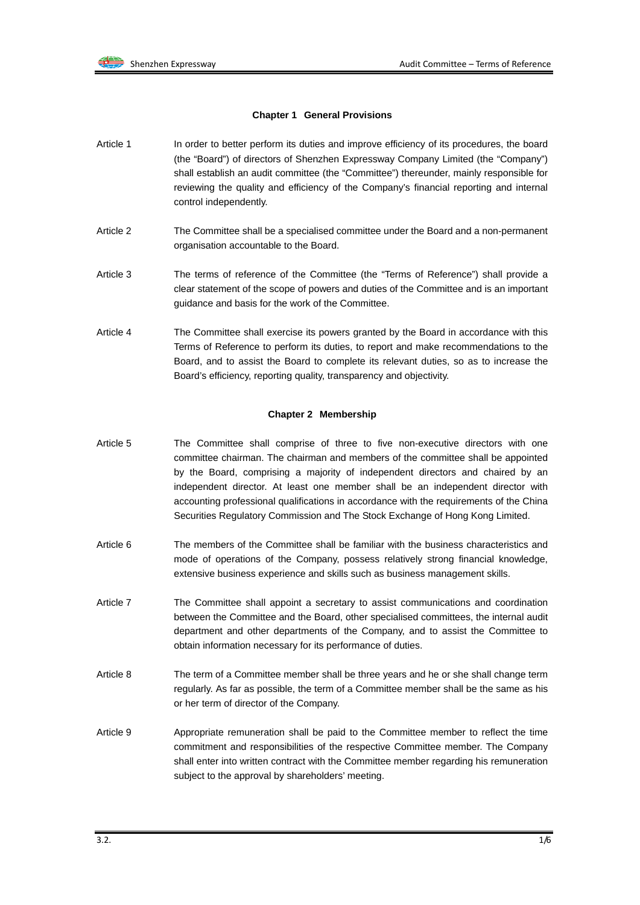## Chapter 1 General Provisions

Article 1 In order to better perform its duties and improve efficiency of its procedures, the board (the "Board") of directors of Shenzhen Expressway Company Limited (the "Company") shall establish an audit committee (the "Committee") thereunder, mainly responsible for reviewing the quality and efficiency of the Company's financial reporting and internal control independently.

Article 2 The Committee shall be a specialised committee under the Board and a non-permanent organisation accountable to the Board.

Article 3 The terms of reference of the Committee (the "Terms of Reference") shall provide a clear statement of the scope of powers and duties of the Committee and is an important guidance and basis for the work of the Committee.

Article 4 The Committee shall exercise its powers granted by the Board in accordance with this Terms of Reference to perform its duties, to report and make recommendations to the Board, and to assist the Board to complete its relevant duties, so as to increase the Board's efficiency, reporting quality, transparency and objectivity.

## Chapter 2 Membership

Article 5 The Committee shall comprise of three to five non-executive directors with one committee chairman. The chairman and members of the committee shall be appointed by the Board, comprising a majority of independent directors and chaired by an independent director. At least one member shall be an independent director with accounting professional qualifications in accordance with the requirements of the China Securities Regulatory Commission and The Stock Exchange of Hong Kong Limited.

Article 6 The members of the Committee shall be familiar with the business characteristics and mode of operations of the Company, possess relatively strong financial knowledge, extensive business experience and skills such as business management skills.

Article 7 The Committee shall appoint a secretary to assist communications and coordination between the Committee and the Board, other specialised committees, the internal audit department and other departments of the Company, and to assist the Committee to obtain information necessary for its performance of duties.

Article 8 The term of a Committee member shall be three years and he or she shall change term regularly. As far as possible, the term of a Committee member shall be the same as his or her term of director of the Company.

Article 9 Appropriate remuneration shall be paid to the Committee member to reflect the time commitment and responsibilities of the respective Committee member. The Company shall enter into written contract with the Committee member regarding his remuneration subject to the approval by shareholders' meeting.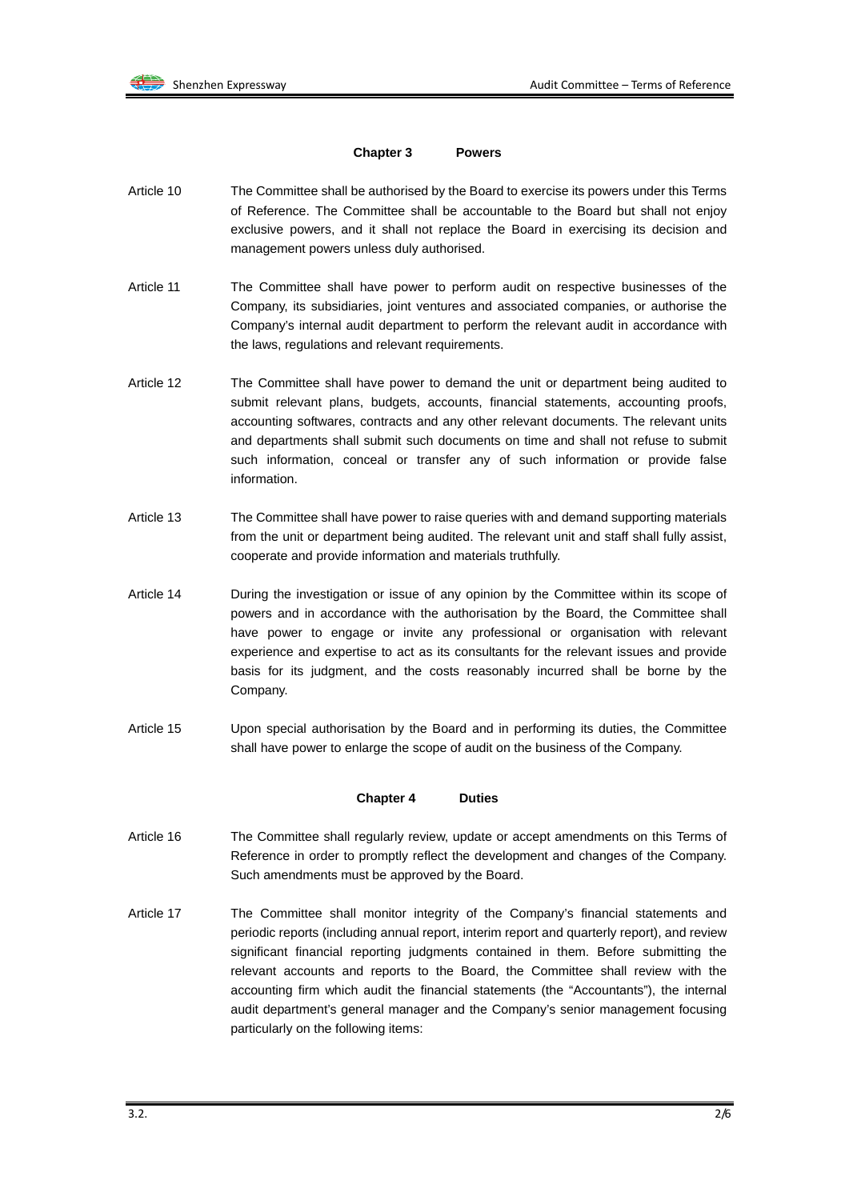## Chapter 3 Powers

Article 10 The Committee shall be authorised by the Board to exercise its powers under this Terms of Reference. The Committee shall be accountable to the Board but shall not enjoy exclusive powers, and it shall not replace the Board in exercising its decision and management powers unless duly authorised.

Article 11 The Committee shall have power to perform audit on respective businesses of the Company, its subsidiaries, joint ventures and associated companies, or authorise the Company's internal audit department to perform the relevant audit in accordance with the laws, regulations and relevant requirements.

Article 12 The Committee shall have power to demand the unit or department being audited to submit relevant plans, budgets, accounts, financial statements, accounting proofs, accounting softwares, contracts and any other relevant documents. The relevant units and departments shall submit such documents on time and shall not refuse to submit such information, conceal or transfer any of such information or provide false information.

Article 13 The Committee shall have power to raise queries with and demand supporting materials from the unit or department being audited. The relevant unit and staff shall fully assist, cooperate and provide information and materials truthfully.

Article 14 During the investigation or issue of any opinion by the Committee within its scope of powers and in accordance with the authorisation by the Board, the Committee shall have power to engage or invite any professional or organisation with relevant experience and expertise to act as its consultants for the relevant issues and provide basis for its judgment, and the costs reasonably incurred shall be borne by the Company.

Article 15 Upon special authorisation by the Board and in performing its duties, the Committee shall have power to enlarge the scope of audit on the business of the Company.

## Chapter 4 Duties

Article 16 The Committee shall regularly review, update or accept amendments on this Terms of Reference in order to promptly reflect the development and changes of the Company. Such amendments must be approved by the Board.

Article 17 The Committee shall monitor integrity of the Company's financial statements and periodic reports (including annual report, interim report and quarterly report), and review significant financial reporting judgments contained in them. Before submitting the relevant accounts and reports to the Board, the Committee shall review with the accounting firm which audit the financial statements (the "Accountants"), the internal audit department's general manager and the Company's senior management focusing particularly on the following items: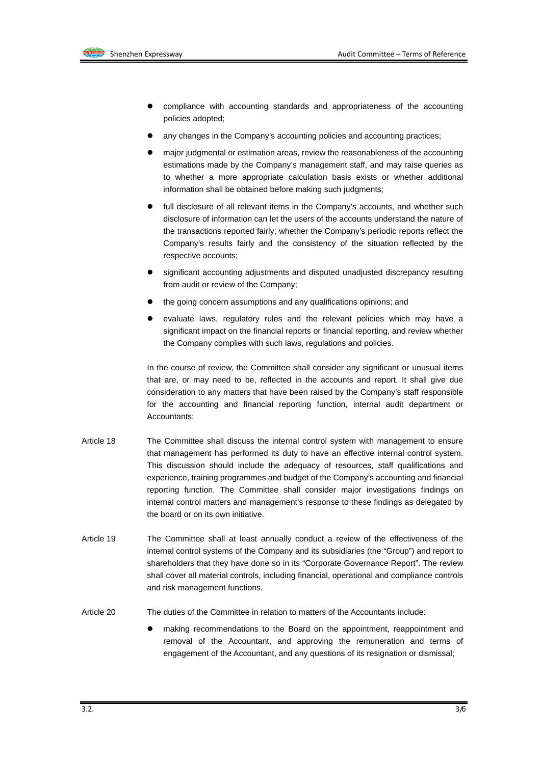- compliance with accounting standards and appropriateness of the accounting policies adopted;
- any changes in the Company's accounting policies and accounting practices;
- major judgmental or estimation areas, review the reasonableness of the accounting estimations made by the Company's management staff, and may raise queries as to whether a more appropriate calculation basis exists or whether additional information shall be obtained before making such judgments;
- full disclosure of all relevant items in the Company's accounts, and whether such disclosure of information can let the users of the accounts understand the nature of the transactions reported fairly; whether the Company's periodic reports reflect the Company's results fairly and the consistency of the situation reflected by the respective accounts;
- significant accounting adjustments and disputed unadjusted discrepancy resulting from audit or review of the Company;
- the going concern assumptions and any qualifications opinions; and
- evaluate laws, regulatory rules and the relevant policies which may have a significant impact on the financial reports or financial reporting, and review whether the Company complies with such laws, regulations and policies.

In the course of review, the Committee shall consider any significant or unusual items that are, or may need to be, reflected in the accounts and report. It shall give due consideration to any matters that have been raised by the Company's staff responsible for the accounting and financial reporting function, internal audit department or Accountants;

Article 18 The Committee shall discuss the internal control system with management to ensure that management has performed its duty to have an effective internal control system. This discussion should include the adequacy of resources, staff qualifications and experience, training programmes and budget of the Company's accounting and financial reporting function. The Committee shall consider major investigations findings on internal control matters and management's response to these findings as delegated by the board or on its own initiative.

Article 19 The Committee shall at least annually conduct a review of the effectiveness of the internal control systems of the Company and its subsidiaries (the "Group") and report to shareholders that they have done so in its "Corporate Governance Report". The review shall cover all material controls, including financial, operational and compliance controls and risk management functions.

Article 20 The duties of the Committee in relation to matters of the Accountants include:

- making recommendations to the Board on the appointment, reappointment and removal of the Accountant, and approving the remuneration and terms of engagement of the Accountant, and any questions of its resignation or dismissal;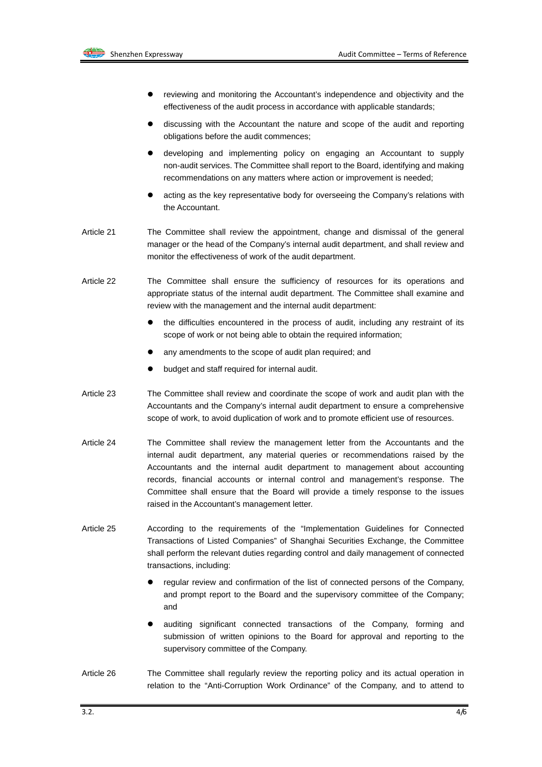- reviewing and monitoring the Accountant's independence and objectivity and the effectiveness of the audit process in accordance with applicable standards;
- discussing with the Accountant the nature and scope of the audit and reporting obligations before the audit commences;
- developing and implementing policy on engaging an Accountant to supply non-audit services. The Committee shall report to the Board, identifying and making recommendations on any matters where action or improvement is needed;
- acting as the key representative body for overseeing the Company's relations with the Accountant.

Article 21 The Committee shall review the appointment, change and dismissal of the general manager or the head of the Company's internal audit department, and shall review and monitor the effectiveness of work of the audit department.

Article 22 The Committee shall ensure the sufficiency of resources for its operations and appropriate status of the internal audit department. The Committee shall examine and review with the management and the internal audit department:

- the difficulties encountered in the process of audit, including any restraint of its scope of work or not being able to obtain the required information;
- any amendments to the scope of audit plan required; and
- budget and staff required for internal audit.

Article 23 The Committee shall review and coordinate the scope of work and audit plan with the Accountants and the Company's internal audit department to ensure a comprehensive scope of work, to avoid duplication of work and to promote efficient use of resources.

Article 24 The Committee shall review the management letter from the Accountants and the internal audit department, any material queries or recommendations raised by the Accountants and the internal audit department to management about accounting records, financial accounts or internal control and management's response. The Committee shall ensure that the Board will provide a timely response to the issues raised in the Accountant's management letter.

Article 25 According to the requirements of the "Implementation Guidelines for Connected Transactions of Listed Companies" of Shanghai Securities Exchange, the Committee shall perform the relevant duties regarding control and daily management of connected transactions, including:

- regular review and confirmation of the list of connected persons of the Company, and prompt report to the Board and the supervisory committee of the Company; and
- auditing significant connected transactions of the Company, forming and submission of written opinions to the Board for approval and reporting to the supervisory committee of the Company.

Article 26 The Committee shall regularly review the reporting policy and its actual operation in relation to the "Anti-Corruption Work Ordinance" of the Company, and to attend to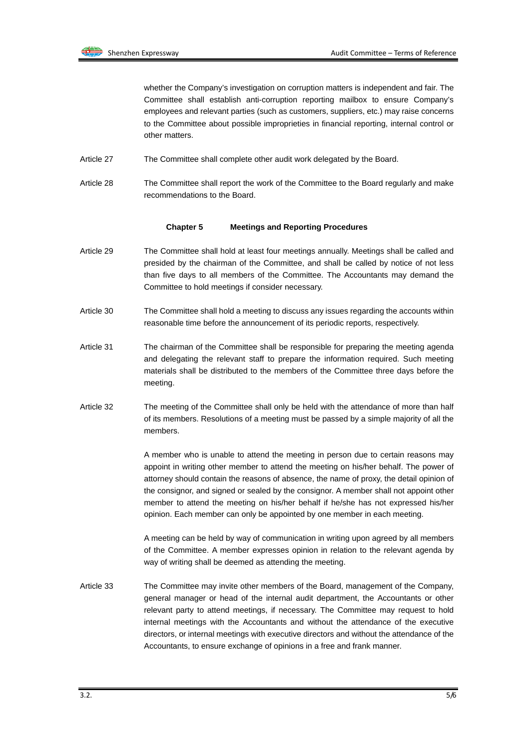whether the Company's investigation on corruption matters is independent and fair. The Committee shall establish anti-corruption reporting mailbox to ensure Company's employees and relevant parties (such as customers, suppliers, etc.) may raise concerns to the Committee about possible improprieties in financial reporting, internal control or other matters.

Article 27 The Committee shall complete other audit work delegated by the Board.

Article 28 The Committee shall report the work of the Committee to the Board regularly and make recommendations to the Board.

## Chapter 5 Meetings and Reporting Procedures

Article 29 The Committee shall hold at least four meetings annually. Meetings shall be called and presided by the chairman of the Committee, and shall be called by notice of not less than five days to all members of the Committee. The Accountants may demand the Committee to hold meetings if consider necessary.

Article 30 The Committee shall hold a meeting to discuss any issues regarding the accounts within reasonable time before the announcement of its periodic reports, respectively.

Article 31 The chairman of the Committee shall be responsible for preparing the meeting agenda and delegating the relevant staff to prepare the information required. Such meeting materials shall be distributed to the members of the Committee three days before the meeting.

Article 32 The meeting of the Committee shall only be held with the attendance of more than half of its members. Resolutions of a meeting must be passed by a simple majority of all the members.

A member who is unable to attend the meeting in person due to certain reasons may appoint in writing other member to attend the meeting on his/her behalf. The power of attorney should contain the reasons of absence, the name of proxy, the detail opinion of the consignor, and signed or sealed by the consignor. A member shall not appoint other member to attend the meeting on his/her behalf if he/she has not expressed his/her opinion. Each member can only be appointed by one member in each meeting.

A meeting can be held by way of communication in writing upon agreed by all members of the Committee. A member expresses opinion in relation to the relevant agenda by way of writing shall be deemed as attending the meeting.

Article 33 The Committee may invite other members of the Board, management of the Company, general manager or head of the internal audit department, the Accountants or other relevant party to attend meetings, if necessary. The Committee may request to hold internal meetings with the Accountants and without the attendance of the executive directors, or internal meetings with executive directors and without the attendance of the Accountants, to ensure exchange of opinions in a free and frank manner.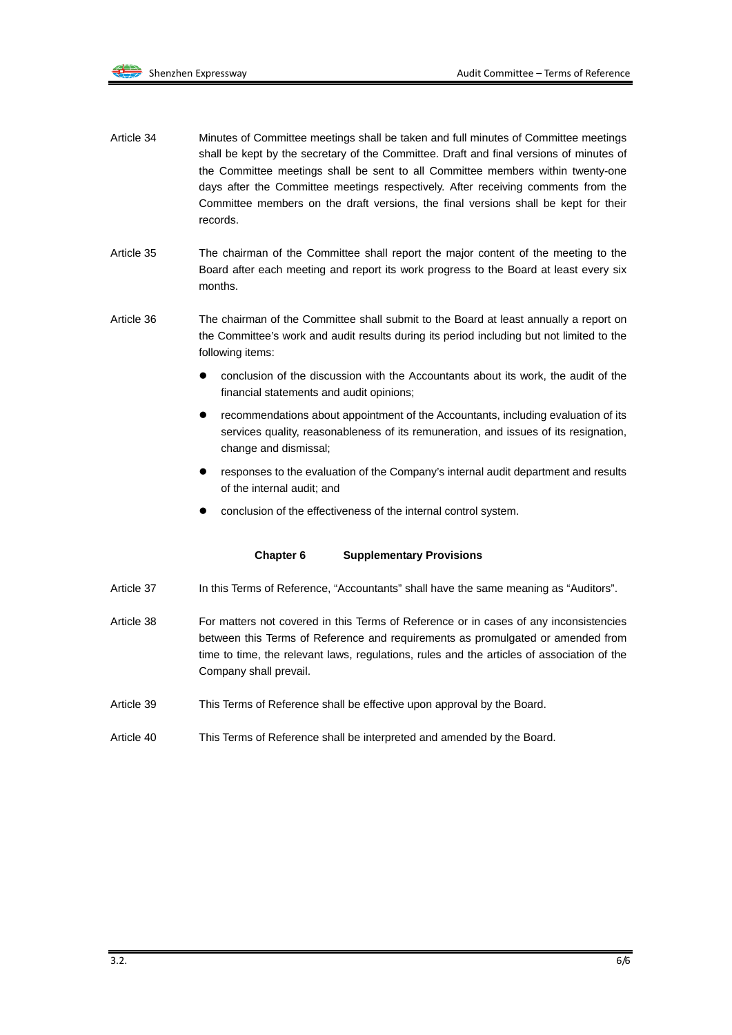Article 34 Minutes of Committee meetings shall be taken and full minutes of Committee meetings shall be kept by the secretary of the Committee. Draft and final versions of minutes of the Committee meetings shall be sent to all Committee members within twenty-one days after the Committee meetings respectively. After receiving comments from the Committee members on the draft versions, the final versions shall be kept for their records.

Article 35 The chairman of the Committee shall report the major content of the meeting to the Board after each meeting and report its work progress to the Board at least every six months.

Article 36 The chairman of the Committee shall submit to the Board at least annually a report on the Committee's work and audit results during its period including but not limited to the following items:

- conclusion of the discussion with the Accountants about its work, the audit of the financial statements and audit opinions;
- recommendations about appointment of the Accountants, including evaluation of its services quality, reasonableness of its remuneration, and issues of its resignation, change and dismissal;
- responses to the evaluation of the Company's internal audit department and results of the internal audit; and
- conclusion of the effectiveness of the internal control system.

## Chapter 6 Supplementary Provisions

Article 37 In this Terms of Reference, "Accountants" shall have the same meaning as "Auditors".

Article 38 For matters not covered in this Terms of Reference or in cases of any inconsistencies between this Terms of Reference and requirements as promulgated or amended from time to time, the relevant laws, regulations, rules and the articles of association of the Company shall prevail.

Article 39 This Terms of Reference shall be effective upon approval by the Board.

Article 40 This Terms of Reference shall be interpreted and amended by the Board.